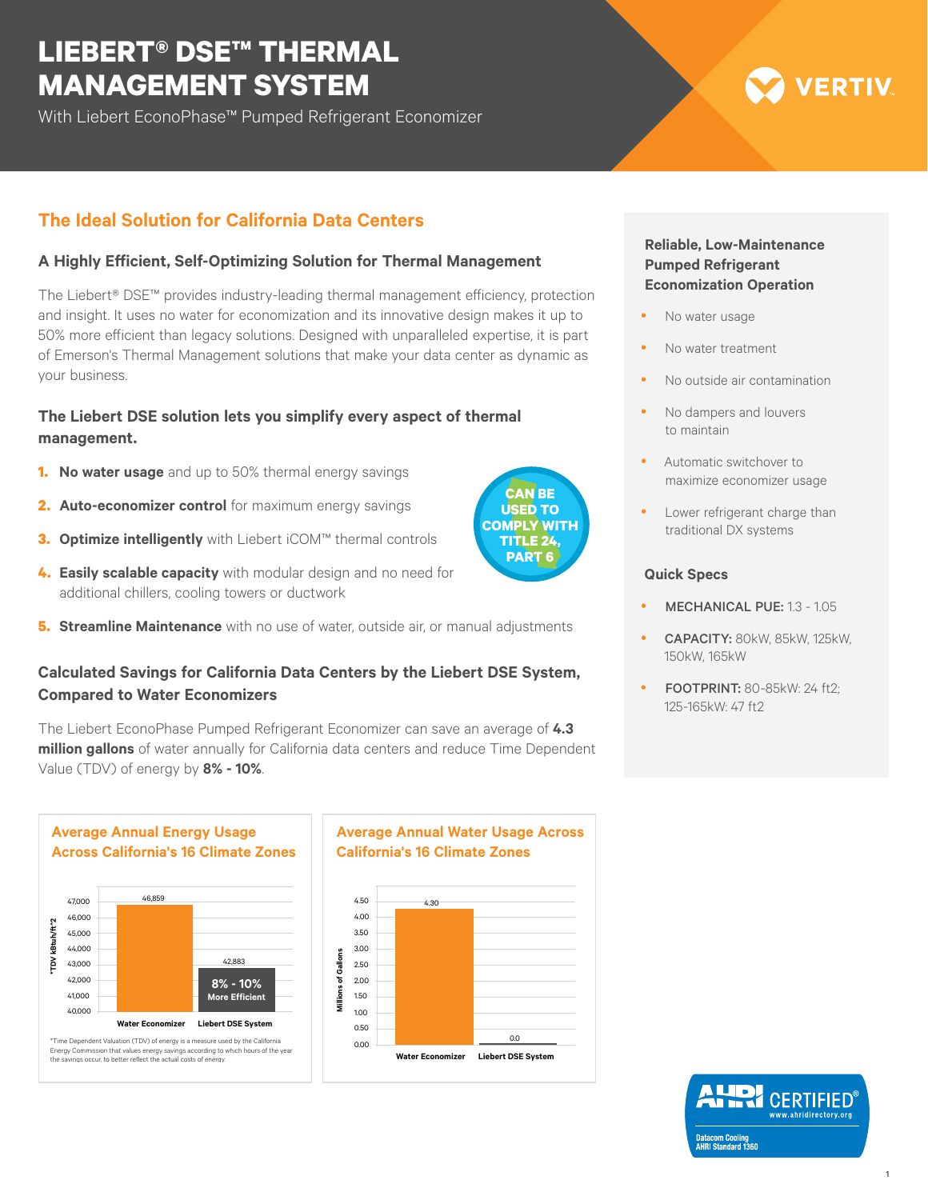# LIEBERT® DSE™ THERMAL MANAGEMENT SYSTEM

With Liebert EconoPhase™ Pumped Refrigerant Economizer

VERTIV

## The Ideal Solution for California Data Centers

### A Highly Efficient, Self-Optimizing Solution for Thermal Management

The Liebert® DSE™ provides industry-leading thermal management efficiency, protection and insight. It uses no water for economization and its innovative design makes it up to 50% more efficient than legacy solutions. Designed with unparalleled expertise, it is part of Emerson's Thermal Management solutions that make your data center as dynamic as your business.

### The Liebert DSE solution lets you simplify every aspect of thermal management.

1. **No water usage** and up to 50% thermal energy savings
2. **Auto-economizer control** for maximum energy savings
3. **Optimize intelligently** with Liebert iCOM™ thermal controls
4. **Easily scalable capacity** with modular design and no need for additional chillers, cooling towers or ductwork
5. **Streamline Maintenance** with no use of water, outside air, or manual adjustments

CAN BE USED TO COMPLY WITH TITLE 24, PART 6

### Calculated Savings for California Data Centers by the Liebert DSE System, Compared to Water Economizers

The Liebert EconoPhase Pumped Refrigerant Economizer can save an average of **4.3 million gallons** of water annually for California data centers and reduce Time Dependent Value (TDV) of energy by **8% - 10%**.

#### Average Annual Energy Usage Across California's 16 Climate Zones

| | *TDV kBtuh/ft^2 |
|---|---|
| Water Economizer | 46,859 |
| Liebert DSE System | 42,883 (8% - 10% More Efficient) |

*Time Dependent Valuation (TDV) of energy is a measure used by the California Energy Commission that values energy savings according to which hours of the year the savings occur, to better reflect the actual costs of energy.

#### Average Annual Water Usage Across California's 16 Climate Zones

| | Millions of Gallons |
|---|---|
| Water Economizer | 4.30 |
| Liebert DSE System | 0.0 |

### Reliable, Low-Maintenance Pumped Refrigerant Economization Operation

- No water usage
- No water treatment
- No outside air contamination
- No dampers and louvers to maintain
- Automatic switchover to maximize economizer usage
- Lower refrigerant charge than traditional DX systems

### Quick Specs

- **MECHANICAL PUE:** 1.3 - 1.05
- **CAPACITY:** 80kW, 85kW, 125kW, 150kW, 165kW
- **FOOTPRINT:** 80-85kW: 24 ft2; 125-165kW: 47 ft2

AHRI CERTIFIED® www.ahridirectory.org
Datacom Cooling AHRI Standard 1360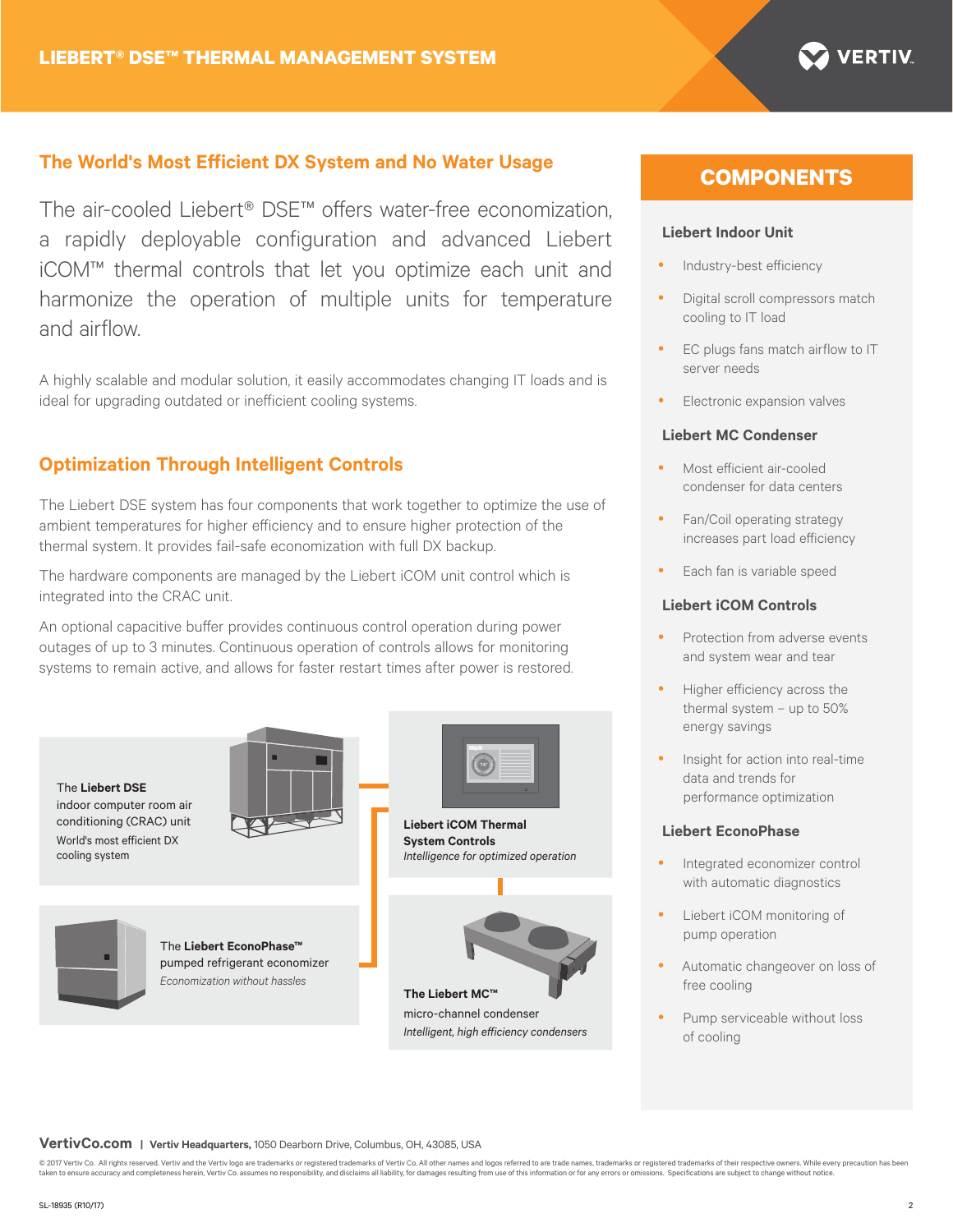## The World's Most Efficient DX System and No Water Usage

The air-cooled Liebert® DSE™ offers water-free economization, a rapidly deployable configuration and advanced Liebert iCOM™ thermal controls that let you optimize each unit and harmonize the operation of multiple units for temperature and airflow.

A highly scalable and modular solution, it easily accommodates changing IT loads and is ideal for upgrading outdated or inefficient cooling systems.

## Optimization Through Intelligent Controls

The Liebert DSE system has four components that work together to optimize the use of ambient temperatures for higher efficiency and to ensure higher protection of the thermal system. It provides fail-safe economization with full DX backup.

The hardware components are managed by the Liebert iCOM unit control which is integrated into the CRAC unit.

An optional capacitive buffer provides continuous control operation during power outages of up to 3 minutes. Continuous operation of controls allows for monitoring systems to remain active, and allows for faster restart times after power is restored.

The **Liebert DSE** indoor computer room air conditioning (CRAC) unit
World's most efficient DX cooling system

**Liebert iCOM Thermal System Controls**
*Intelligence for optimized operation*

The **Liebert EconoPhase™** pumped refrigerant economizer
*Economization without hassles*

**The Liebert MC™** micro-channel condenser
*Intelligent, high efficiency condensers*

## COMPONENTS

### Liebert Indoor Unit

- Industry-best efficiency
- Digital scroll compressors match cooling to IT load
- EC plugs fans match airflow to IT server needs
- Electronic expansion valves

### Liebert MC Condenser

- Most efficient air-cooled condenser for data centers
- Fan/Coil operating strategy increases part load efficiency
- Each fan is variable speed

### Liebert iCOM Controls

- Protection from adverse events and system wear and tear
- Higher efficiency across the thermal system – up to 50% energy savings
- Insight for action into real-time data and trends for performance optimization

### Liebert EconoPhase

- Integrated economizer control with automatic diagnostics
- Liebert iCOM monitoring of pump operation
- Automatic changeover on loss of free cooling
- Pump serviceable without loss of cooling

**VertivCo.com** | **Vertiv Headquarters,** 1050 Dearborn Drive, Columbus, OH, 43085, USA

© 2017 Vertiv Co. All rights reserved. Vertiv and the Vertiv logo are trademarks or registered trademarks of Vertiv Co. All other names and logos referred to are trade names, trademarks or registered trademarks of their respective owners. While every precaution has been taken to ensure accuracy and completeness herein, Vertiv Co. assumes no responsibility, and disclaims all liability, for damages resulting from use of this information or for any errors or omissions. Specifications are subject to change without notice.

SL-18935 (R10/17)